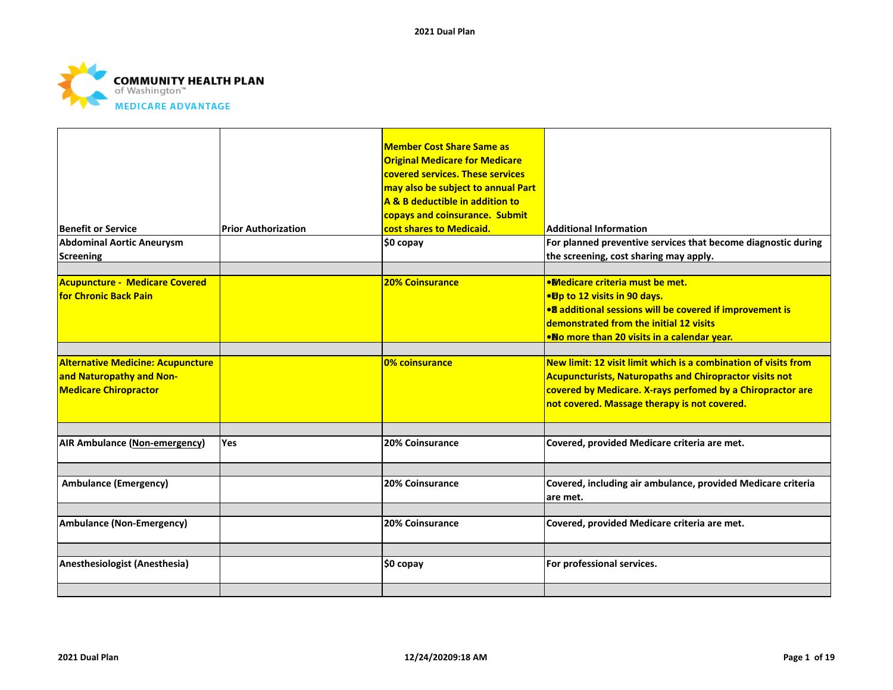COMMUNITY HEALTH PLAN
of Washington™
MEDICARE ADVANTAGE

| Benefit or Service | Prior Authorization | Member Cost Share Same as Original Medicare for Medicare covered services. These services may also be subject to annual Part A & B deductible in addition to copays and coinsurance. Submit cost shares to Medicaid. | Additional Information |
|---|---|---|---|
| Abdominal Aortic Aneurysm Screening | | $0 copay | For planned preventive services that become diagnostic during the screening, cost sharing may apply. |
| Acupuncture - Medicare Covered for Chronic Back Pain | | 20% Coinsurance | • Medicare criteria must be met.<br>• Up to 12 visits in 90 days.<br>• 8 additional sessions will be covered if improvement is demonstrated from the initial 12 visits<br>• No more than 20 visits in a calendar year. |
| Alternative Medicine: Acupuncture and Naturopathy and Non-Medicare Chiropractor | | 0% coinsurance | New limit: 12 visit limit which is a combination of visits from Acupuncturists, Naturopaths and Chiropractor visits not covered by Medicare. X-rays perfomed by a Chiropractor are not covered. Massage therapy is not covered. |
| AIR Ambulance (Non-emergency) | Yes | 20% Coinsurance | Covered, provided Medicare criteria are met. |
| Ambulance (Emergency) | | 20% Coinsurance | Covered, including air ambulance, provided Medicare criteria are met. |
| Ambulance (Non-Emergency) | | 20% Coinsurance | Covered, provided Medicare criteria are met. |
| Anesthesiologist (Anesthesia) | | $0 copay | For professional services. |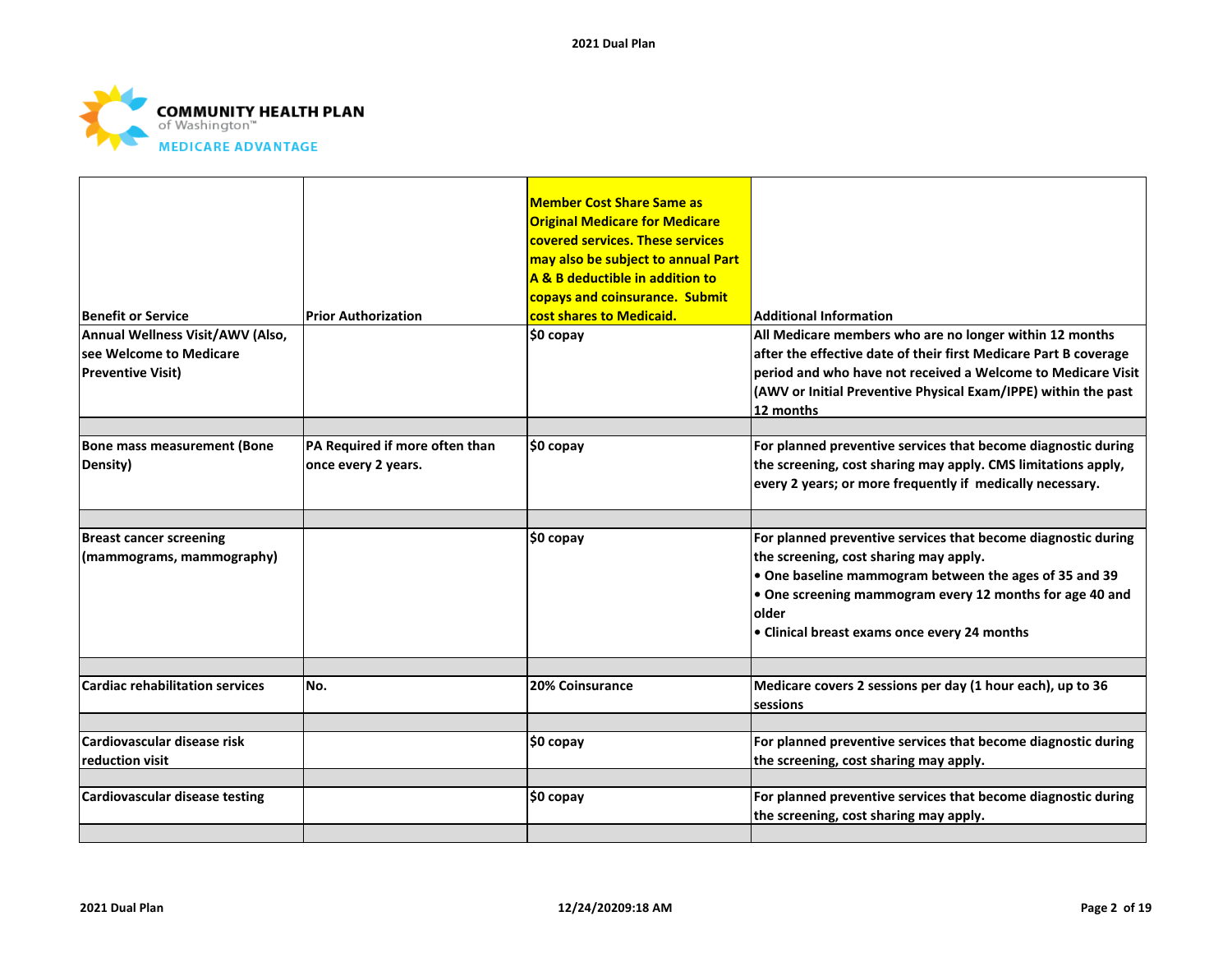| Benefit or Service | Prior Authorization | Member Cost Share Same as Original Medicare for Medicare covered services. These services may also be subject to annual Part A & B deductible in addition to copays and coinsurance. Submit cost shares to Medicaid. | Additional Information |
|---|---|---|---|
| Annual Wellness Visit/AWV (Also, see Welcome to Medicare Preventive Visit) | | $0 copay | All Medicare members who are no longer within 12 months after the effective date of their first Medicare Part B coverage period and who have not received a Welcome to Medicare Visit (AWV or Initial Preventive Physical Exam/IPPE) within the past 12 months |
| | | | |
| Bone mass measurement (Bone Density) | PA Required if more often than once every 2 years. | $0 copay | For planned preventive services that become diagnostic during the screening, cost sharing may apply. CMS limitations apply, every 2 years; or more frequently if medically necessary. |
| | | | |
| Breast cancer screening (mammograms, mammography) | | $0 copay | For planned preventive services that become diagnostic during the screening, cost sharing may apply.<br>• One baseline mammogram between the ages of 35 and 39<br>• One screening mammogram every 12 months for age 40 and older<br>• Clinical breast exams once every 24 months |
| | | | |
| Cardiac rehabilitation services | No. | 20% Coinsurance | Medicare covers 2 sessions per day (1 hour each), up to 36 sessions |
| | | | |
| Cardiovascular disease risk reduction visit | | $0 copay | For planned preventive services that become diagnostic during the screening, cost sharing may apply. |
| | | | |
| Cardiovascular disease testing | | $0 copay | For planned preventive services that become diagnostic during the screening, cost sharing may apply. |
| | | | |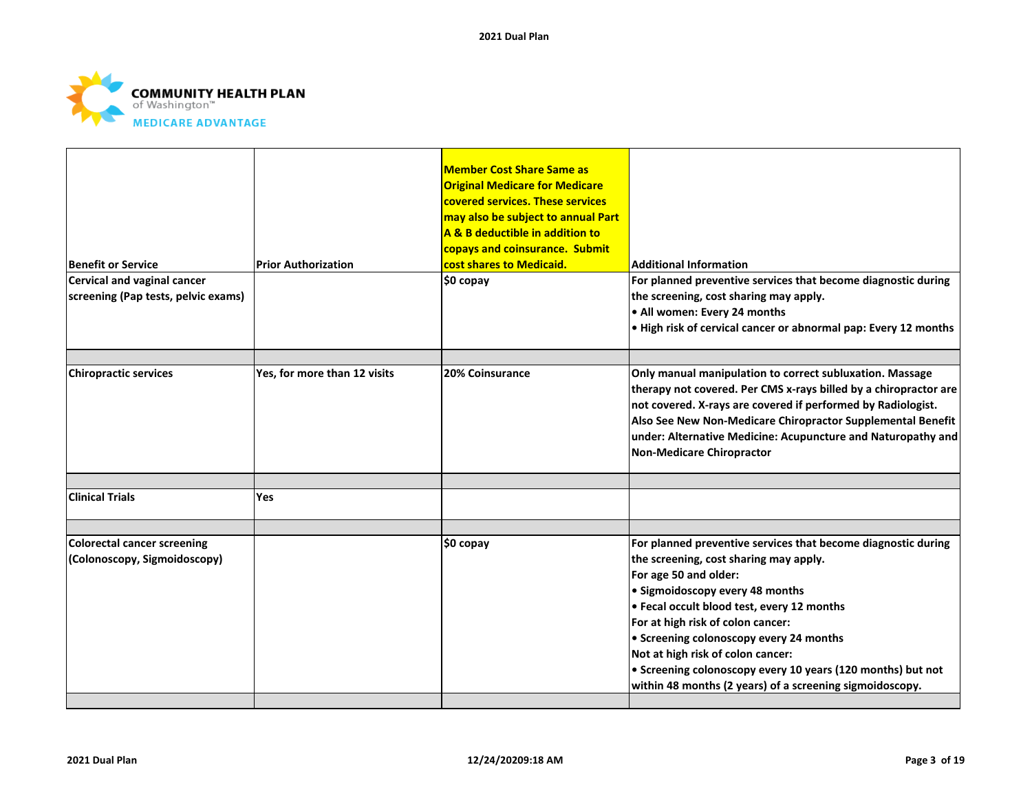| Benefit or Service | Prior Authorization | Member Cost Share Same as Original Medicare for Medicare covered services. These services may also be subject to annual Part A & B deductible in addition to copays and coinsurance. Submit cost shares to Medicaid. | Additional Information |
|---|---|---|---|
| Cervical and vaginal cancer screening (Pap tests, pelvic exams) | | $0 copay | For planned preventive services that become diagnostic during the screening, cost sharing may apply.<br>• All women: Every 24 months<br>• High risk of cervical cancer or abnormal pap: Every 12 months |
| | | | |
| Chiropractic services | Yes, for more than 12 visits | 20% Coinsurance | Only manual manipulation to correct subluxation. Massage therapy not covered. Per CMS x-rays billed by a chiropractor are not covered. X-rays are covered if performed by Radiologist. Also See New Non-Medicare Chiropractor Supplemental Benefit under: Alternative Medicine: Acupuncture and Naturopathy and Non-Medicare Chiropractor |
| | | | |
| Clinical Trials | Yes | | |
| | | | |
| Colorectal cancer screening (Colonoscopy, Sigmoidoscopy) | | $0 copay | For planned preventive services that become diagnostic during the screening, cost sharing may apply.<br>For age 50 and older:<br>• Sigmoidoscopy every 48 months<br>• Fecal occult blood test, every 12 months<br>For at high risk of colon cancer:<br>• Screening colonoscopy every 24 months<br>Not at high risk of colon cancer:<br>• Screening colonoscopy every 10 years (120 months) but not within 48 months (2 years) of a screening sigmoidoscopy. |
| | | | |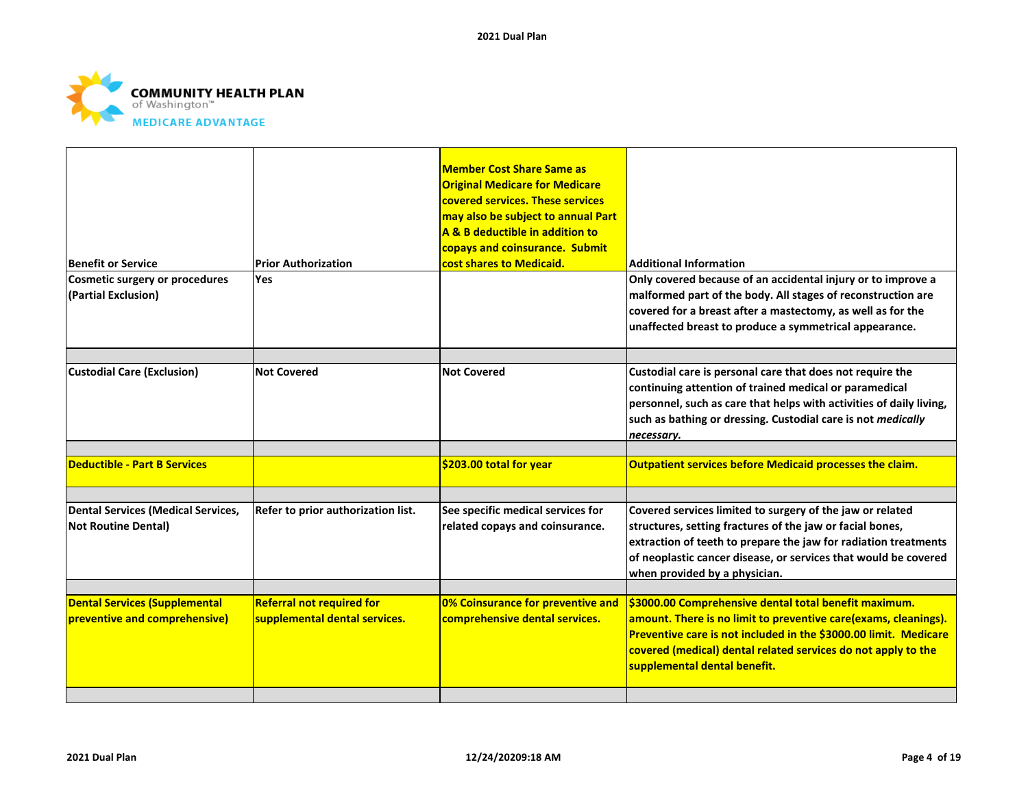| Benefit or Service | Prior Authorization | Member Cost Share Same as Original Medicare for Medicare covered services. These services may also be subject to annual Part A & B deductible in addition to copays and coinsurance. Submit cost shares to Medicaid. | Additional Information |
|---|---|---|---|
| Cosmetic surgery or procedures (Partial Exclusion) | Yes | | Only covered because of an accidental injury or to improve a malformed part of the body. All stages of reconstruction are covered for a breast after a mastectomy, as well as for the unaffected breast to produce a symmetrical appearance. |
| | | | |
| Custodial Care (Exclusion) | Not Covered | Not Covered | Custodial care is personal care that does not require the continuing attention of trained medical or paramedical personnel, such as care that helps with activities of daily living, such as bathing or dressing. Custodial care is not *medically necessary.* |
| | | | |
| Deductible - Part B Services | | $203.00 total for year | Outpatient services before Medicaid processes the claim. |
| | | | |
| Dental Services (Medical Services, Not Routine Dental) | Refer to prior authorization list. | See specific medical services for related copays and coinsurance. | Covered services limited to surgery of the jaw or related structures, setting fractures of the jaw or facial bones, extraction of teeth to prepare the jaw for radiation treatments of neoplastic cancer disease, or services that would be covered when provided by a physician. |
| | | | |
| Dental Services (Supplemental preventive and comprehensive) | Referral not required for supplemental dental services. | 0% Coinsurance for preventive and comprehensive dental services. | $3000.00 Comprehensive dental total benefit maximum. amount. There is no limit to preventive care(exams, cleanings). Preventive care is not included in the $3000.00 limit. Medicare covered (medical) dental related services do not apply to the supplemental dental benefit. |
| | | | |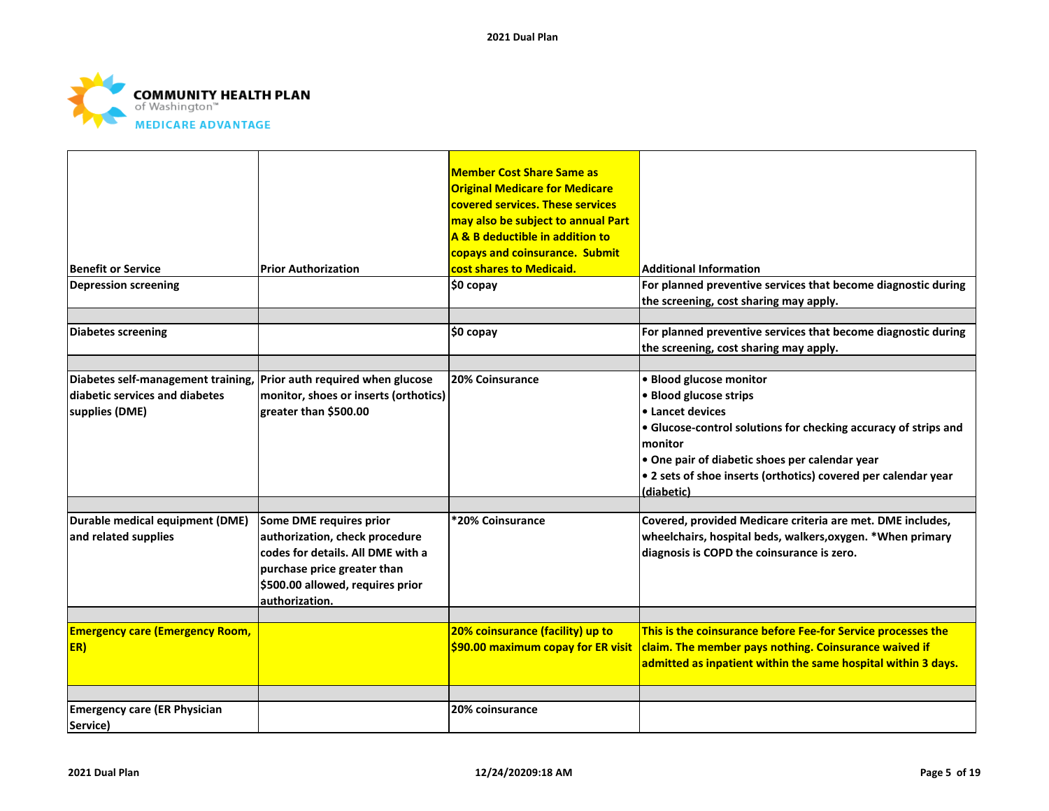**COMMUNITY HEALTH PLAN** of Washington™
**MEDICARE ADVANTAGE**

| Benefit or Service | Prior Authorization | Member Cost Share Same as Original Medicare for Medicare covered services. These services may also be subject to annual Part A & B deductible in addition to copays and coinsurance. Submit cost shares to Medicaid. | Additional Information |
|---|---|---|---|
| Depression screening | | $0 copay | For planned preventive services that become diagnostic during the screening, cost sharing may apply. |
| | | | |
| Diabetes screening | | $0 copay | For planned preventive services that become diagnostic during the screening, cost sharing may apply. |
| | | | |
| Diabetes self-management training, diabetic services and diabetes supplies (DME) | Prior auth required when glucose monitor, shoes or inserts (orthotics) greater than $500.00 | 20% Coinsurance | • Blood glucose monitor<br>• Blood glucose strips<br>• Lancet devices<br>• Glucose-control solutions for checking accuracy of strips and monitor<br>• One pair of diabetic shoes per calendar year<br>• 2 sets of shoe inserts (orthotics) covered per calendar year (diabetic) |
| | | | |
| Durable medical equipment (DME) and related supplies | Some DME requires prior authorization, check procedure codes for details. All DME with a purchase price greater than $500.00 allowed, requires prior authorization. | *20% Coinsurance | Covered, provided Medicare criteria are met. DME includes, wheelchairs, hospital beds, walkers,oxygen. *When primary diagnosis is COPD the coinsurance is zero. |
| | | | |
| Emergency care (Emergency Room, ER) | | 20% coinsurance (facility) up to $90.00 maximum copay for ER visit | This is the coinsurance before Fee-for Service processes the claim. The member pays nothing. Coinsurance waived if admitted as inpatient within the same hospital within 3 days. |
| | | | |
| Emergency care (ER Physician Service) | | 20% coinsurance | |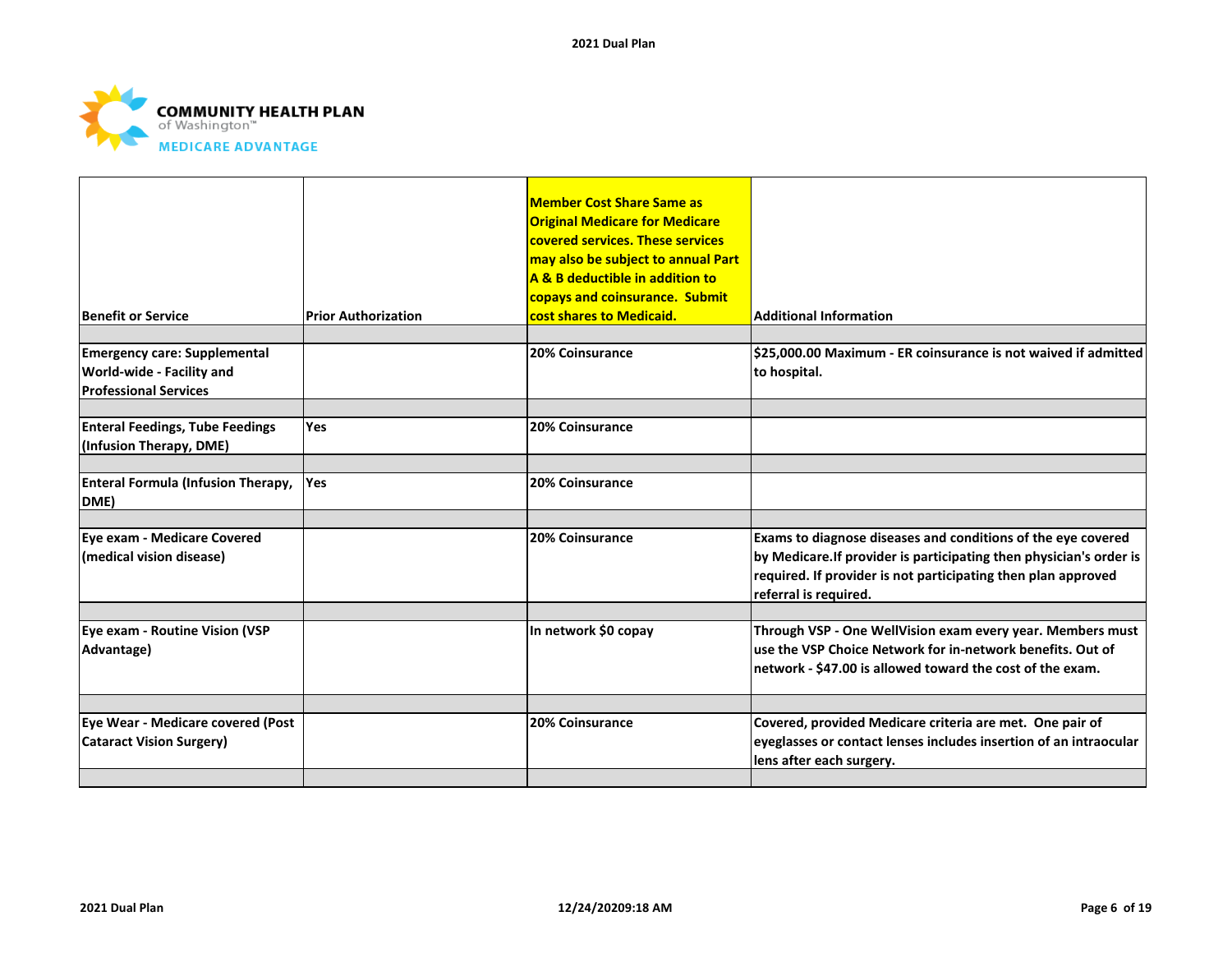| Benefit or Service | Prior Authorization | Member Cost Share Same as Original Medicare for Medicare covered services. These services may also be subject to annual Part A & B deductible in addition to copays and coinsurance. Submit cost shares to Medicaid. | Additional Information |
|---|---|---|---|
| **Emergency care: Supplemental World-wide - Facility and Professional Services** | | 20% Coinsurance | $25,000.00 Maximum - ER coinsurance is not waived if admitted to hospital. |
| **Enteral Feedings, Tube Feedings (Infusion Therapy, DME)** | Yes | 20% Coinsurance | |
| **Enteral Formula (Infusion Therapy, DME)** | Yes | 20% Coinsurance | |
| **Eye exam - Medicare Covered (medical vision disease)** | | 20% Coinsurance | Exams to diagnose diseases and conditions of the eye covered by Medicare.If provider is participating then physician's order is required. If provider is not participating then plan approved referral is required. |
| **Eye exam - Routine Vision (VSP Advantage)** | | In network $0 copay | Through VSP - One WellVision exam every year. Members must use the VSP Choice Network for in-network benefits. Out of network - $47.00 is allowed toward the cost of the exam. |
| **Eye Wear - Medicare covered (Post Cataract Vision Surgery)** | | 20% Coinsurance | Covered, provided Medicare criteria are met. One pair of eyeglasses or contact lenses includes insertion of an intraocular lens after each surgery. |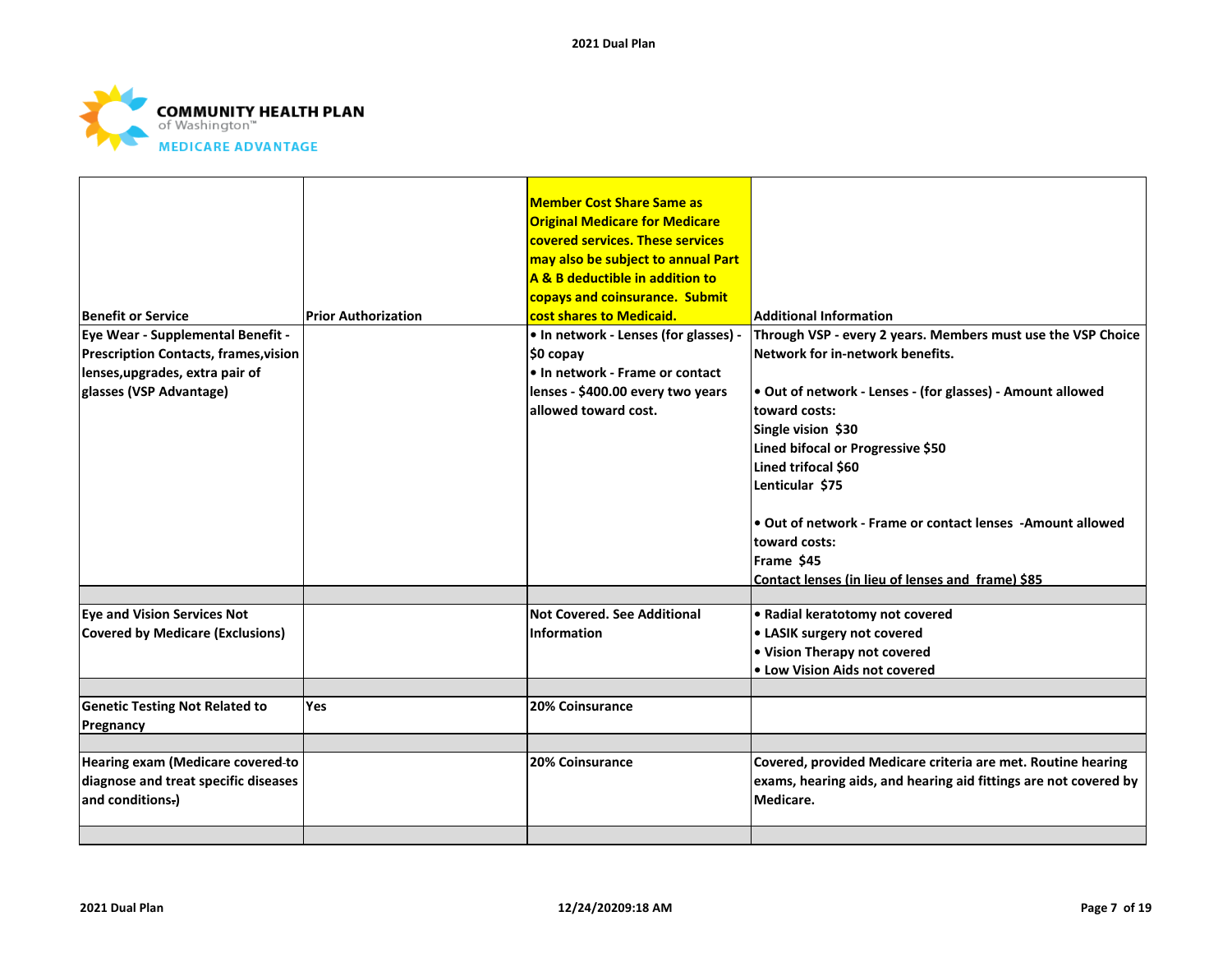| Benefit or Service | Prior Authorization | Member Cost Share Same as Original Medicare for Medicare covered services. These services may also be subject to annual Part A & B deductible in addition to copays and coinsurance. Submit cost shares to Medicaid. | Additional Information |
|---|---|---|---|
| Eye Wear - Supplemental Benefit - Prescription Contacts, frames,vision lenses,upgrades, extra pair of glasses (VSP Advantage) | | • In network - Lenses (for glasses) - $0 copay<br>• In network - Frame or contact lenses - $400.00 every two years allowed toward cost. | Through VSP - every 2 years. Members must use the VSP Choice Network for in-network benefits.<br><br>• Out of network - Lenses - (for glasses) - Amount allowed toward costs:<br>Single vision $30<br>Lined bifocal or Progressive $50<br>Lined trifocal $60<br>Lenticular $75<br><br>• Out of network - Frame or contact lenses -Amount allowed toward costs:<br>Frame $45<br>Contact lenses (in lieu of lenses and frame) $85 |
| | | | |
| Eye and Vision Services Not Covered by Medicare (Exclusions) | | Not Covered. See Additional Information | • Radial keratotomy not covered<br>• LASIK surgery not covered<br>• Vision Therapy not covered<br>• Low Vision Aids not covered |
| | | | |
| Genetic Testing Not Related to Pregnancy | Yes | 20% Coinsurance | |
| | | | |
| Hearing exam (Medicare covered to diagnose and treat specific diseases and conditions.) | | 20% Coinsurance | Covered, provided Medicare criteria are met. Routine hearing exams, hearing aids, and hearing aid fittings are not covered by Medicare. |
| | | | |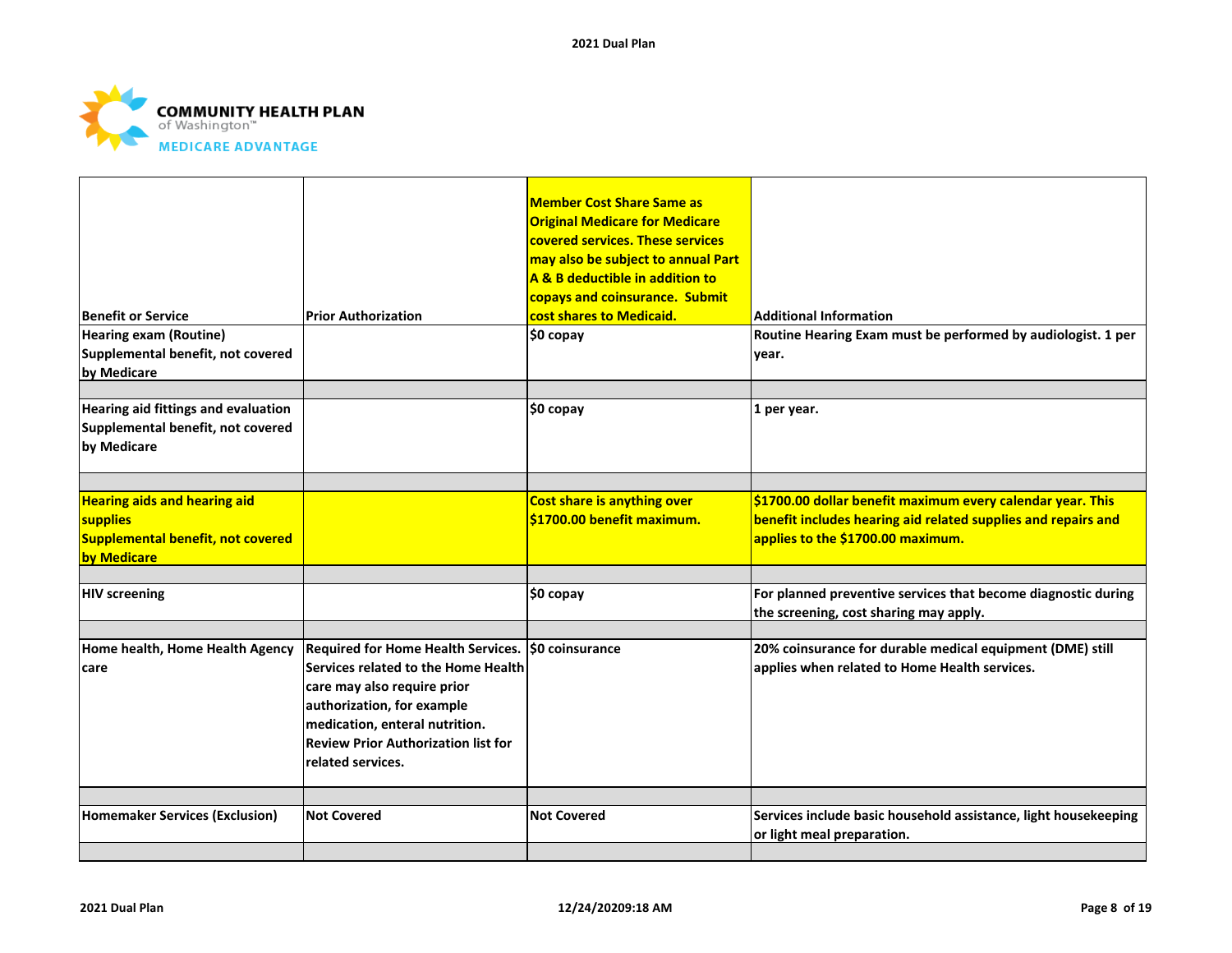| Benefit or Service | Prior Authorization | Member Cost Share Same as Original Medicare for Medicare covered services. These services may also be subject to annual Part A & B deductible in addition to copays and coinsurance. Submit cost shares to Medicaid. | Additional Information |
|---|---|---|---|
| Hearing exam (Routine) Supplemental benefit, not covered by Medicare | | $0 copay | Routine Hearing Exam must be performed by audiologist. 1 per year. |
| | | | |
| Hearing aid fittings and evaluation Supplemental benefit, not covered by Medicare | | $0 copay | 1 per year. |
| | | | |
| Hearing aids and hearing aid supplies Supplemental benefit, not covered by Medicare | | Cost share is anything over $1700.00 benefit maximum. | $1700.00 dollar benefit maximum every calendar year. This benefit includes hearing aid related supplies and repairs and applies to the $1700.00 maximum. |
| | | | |
| HIV screening | | $0 copay | For planned preventive services that become diagnostic during the screening, cost sharing may apply. |
| | | | |
| Home health, Home Health Agency care | Required for Home Health Services. Services related to the Home Health care may also require prior authorization, for example medication, enteral nutrition. Review Prior Authorization list for related services. | $0 coinsurance | 20% coinsurance for durable medical equipment (DME) still applies when related to Home Health services. |
| | | | |
| Homemaker Services (Exclusion) | Not Covered | Not Covered | Services include basic household assistance, light housekeeping or light meal preparation. |
| | | | |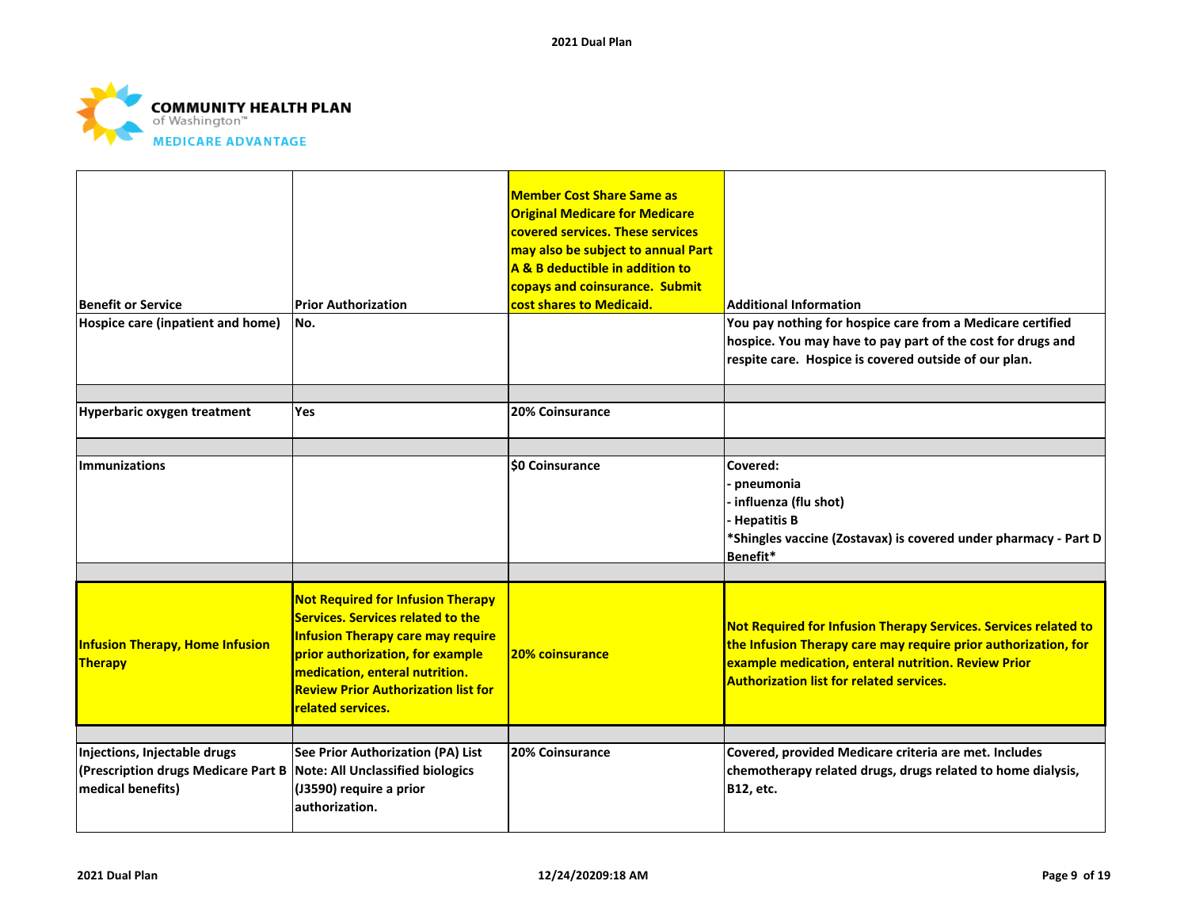| Benefit or Service | Prior Authorization | Member Cost Share Same as Original Medicare for Medicare covered services. These services may also be subject to annual Part A & B deductible in addition to copays and coinsurance. Submit cost shares to Medicaid. | Additional Information |
|---|---|---|---|
| Hospice care (inpatient and home) | No. | | You pay nothing for hospice care from a Medicare certified hospice. You may have to pay part of the cost for drugs and respite care. Hospice is covered outside of our plan. |
| | | | |
| Hyperbaric oxygen treatment | Yes | 20% Coinsurance | |
| | | | |
| Immunizations | | $0 Coinsurance | Covered:<br>- pneumonia<br>- influenza (flu shot)<br>- Hepatitis B<br>*Shingles vaccine (Zostavax) is covered under pharmacy - Part D Benefit* |
| | | | |
| Infusion Therapy, Home Infusion Therapy | Not Required for Infusion Therapy Services. Services related to the Infusion Therapy care may require prior authorization, for example medication, enteral nutrition. Review Prior Authorization list for related services. | 20% coinsurance | Not Required for Infusion Therapy Services. Services related to the Infusion Therapy care may require prior authorization, for example medication, enteral nutrition. Review Prior Authorization list for related services. |
| | | | |
| Injections, Injectable drugs (Prescription drugs Medicare Part B medical benefits) | See Prior Authorization (PA) List Note: All Unclassified biologics (J3590) require a prior authorization. | 20% Coinsurance | Covered, provided Medicare criteria are met. Includes chemotherapy related drugs, drugs related to home dialysis, B12, etc. |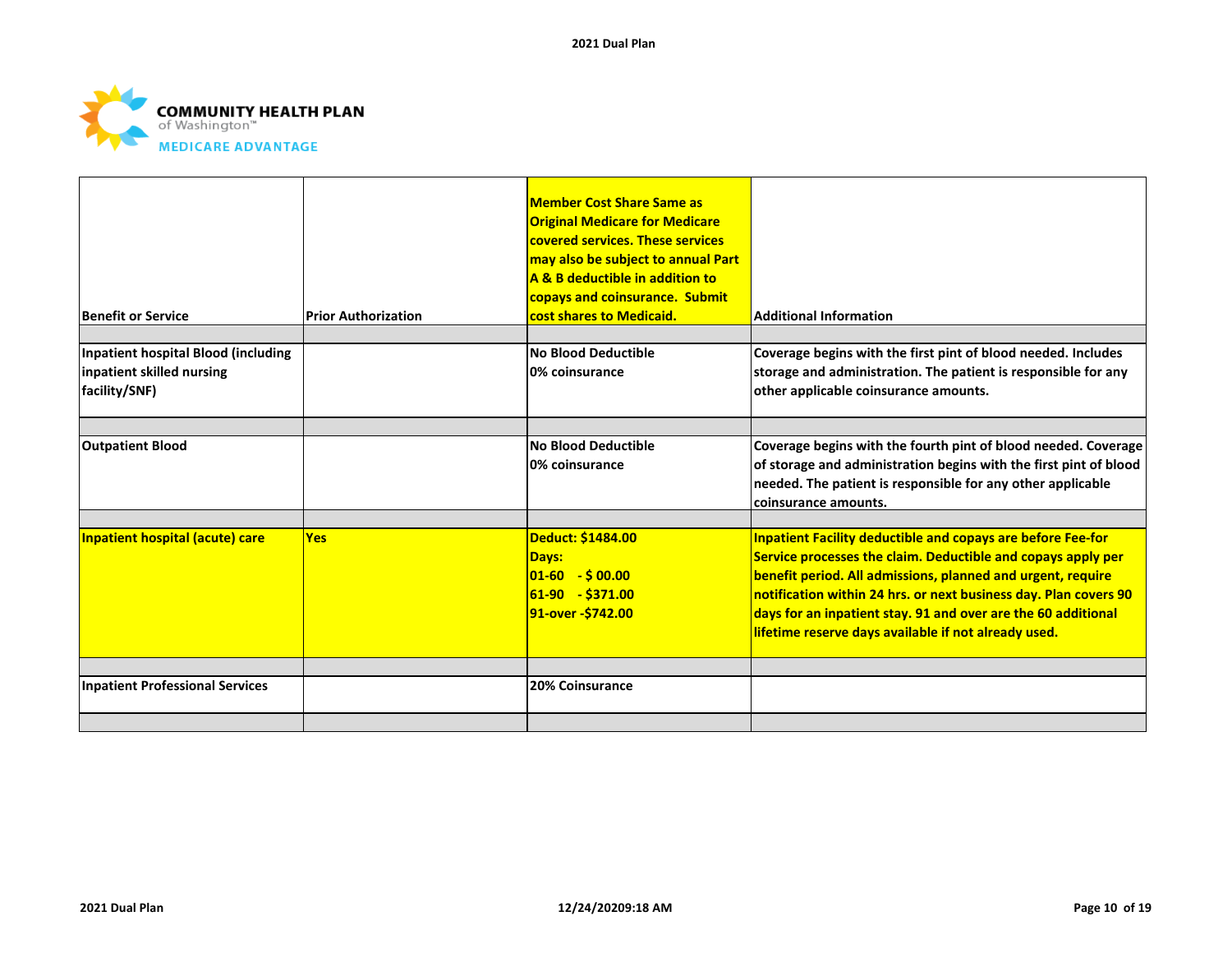| Benefit or Service | Prior Authorization | Member Cost Share Same as Original Medicare for Medicare covered services. These services may also be subject to annual Part A & B deductible in addition to copays and coinsurance. Submit cost shares to Medicaid. | Additional Information |
|---|---|---|---|
| | | | |
| Inpatient hospital Blood (including inpatient skilled nursing facility/SNF) | | No Blood Deductible<br>0% coinsurance | Coverage begins with the first pint of blood needed. Includes storage and administration. The patient is responsible for any other applicable coinsurance amounts. |
| | | | |
| Outpatient Blood | | No Blood Deductible<br>0% coinsurance | Coverage begins with the fourth pint of blood needed. Coverage of storage and administration begins with the first pint of blood needed. The patient is responsible for any other applicable coinsurance amounts. |
| | | | |
| Inpatient hospital (acute) care | Yes | Deduct: $1484.00<br>Days:<br>01-60 - $ 00.00<br>61-90 - $371.00<br>91-over -$742.00 | Inpatient Facility deductible and copays are before Fee-for Service processes the claim. Deductible and copays apply per benefit period. All admissions, planned and urgent, require notification within 24 hrs. or next business day. Plan covers 90 days for an inpatient stay. 91 and over are the 60 additional lifetime reserve days available if not already used. |
| | | | |
| Inpatient Professional Services | | 20% Coinsurance | |
| | | | |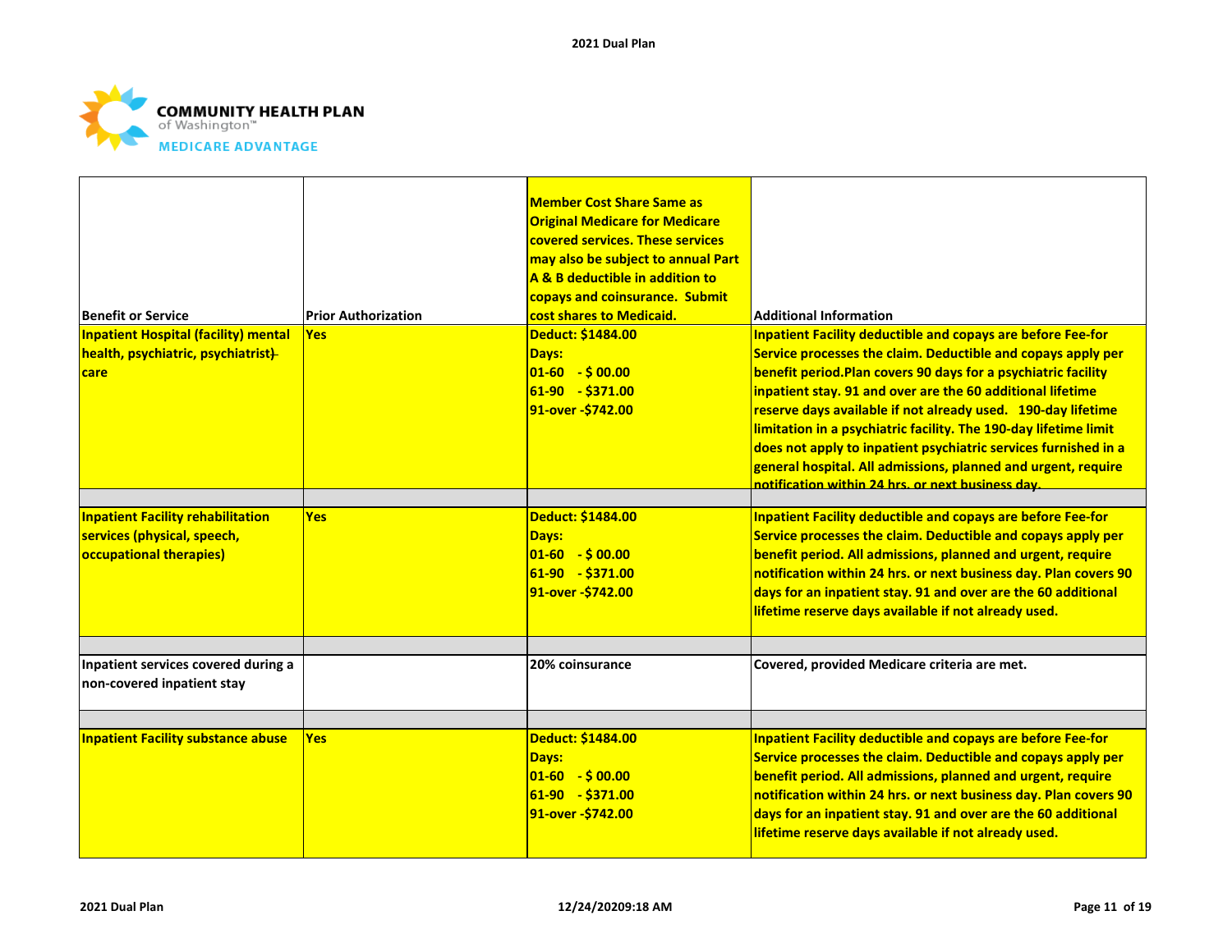COMMUNITY HEALTH PLAN of Washington™ MEDICARE ADVANTAGE

| Benefit or Service | Prior Authorization | Member Cost Share Same as Original Medicare for Medicare covered services. These services may also be subject to annual Part A & B deductible in addition to copays and coinsurance. Submit cost shares to Medicaid. | Additional Information |
|---|---|---|---|
| **Inpatient Hospital (facility) mental health, psychiatric, psychiatrist) care** | **Yes** | **Deduct: $1484.00**<br>**Days:**<br>**01-60 - $ 00.00**<br>**61-90 - $371.00**<br>**91-over -$742.00** | **Inpatient Facility deductible and copays are before Fee-for Service processes the claim. Deductible and copays apply per benefit period.Plan covers 90 days for a psychiatric facility inpatient stay. 91 and over are the 60 additional lifetime reserve days available if not already used. 190-day lifetime limitation in a psychiatric facility. The 190-day lifetime limit does not apply to inpatient psychiatric services furnished in a general hospital. All admissions, planned and urgent, require notification within 24 hrs. or next business day.** |
| | | | |
| **Inpatient Facility rehabilitation services (physical, speech, occupational therapies)** | **Yes** | **Deduct: $1484.00**<br>**Days:**<br>**01-60 - $ 00.00**<br>**61-90 - $371.00**<br>**91-over -$742.00** | **Inpatient Facility deductible and copays are before Fee-for Service processes the claim. Deductible and copays apply per benefit period. All admissions, planned and urgent, require notification within 24 hrs. or next business day. Plan covers 90 days for an inpatient stay. 91 and over are the 60 additional lifetime reserve days available if not already used.** |
| | | | |
| Inpatient services covered during a non-covered inpatient stay | | 20% coinsurance | Covered, provided Medicare criteria are met. |
| | | | |
| **Inpatient Facility substance abuse** | **Yes** | **Deduct: $1484.00**<br>**Days:**<br>**01-60 - $ 00.00**<br>**61-90 - $371.00**<br>**91-over -$742.00** | **Inpatient Facility deductible and copays are before Fee-for Service processes the claim. Deductible and copays apply per benefit period. All admissions, planned and urgent, require notification within 24 hrs. or next business day. Plan covers 90 days for an inpatient stay. 91 and over are the 60 additional lifetime reserve days available if not already used.** |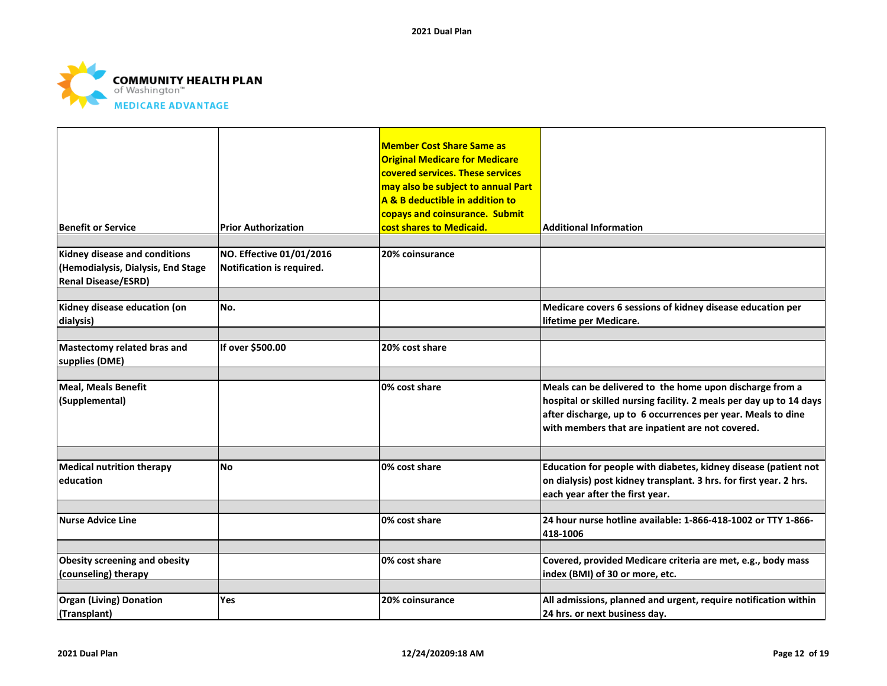| Benefit or Service | Prior Authorization | Member Cost Share Same as Original Medicare for Medicare covered services. These services may also be subject to annual Part A & B deductible in addition to copays and coinsurance. Submit cost shares to Medicaid. | Additional Information |
|---|---|---|---|
| Kidney disease and conditions (Hemodialysis, Dialysis, End Stage Renal Disease/ESRD) | NO. Effective 01/01/2016 Notification is required. | 20% coinsurance | |
| Kidney disease education (on dialysis) | No. | | Medicare covers 6 sessions of kidney disease education per lifetime per Medicare. |
| Mastectomy related bras and supplies (DME) | If over $500.00 | 20% cost share | |
| Meal, Meals Benefit (Supplemental) | | 0% cost share | Meals can be delivered to the home upon discharge from a hospital or skilled nursing facility. 2 meals per day up to 14 days after discharge, up to 6 occurrences per year. Meals to dine with members that are inpatient are not covered. |
| Medical nutrition therapy education | No | 0% cost share | Education for people with diabetes, kidney disease (patient not on dialysis) post kidney transplant. 3 hrs. for first year. 2 hrs. each year after the first year. |
| Nurse Advice Line | | 0% cost share | 24 hour nurse hotline available: 1-866-418-1002 or TTY 1-866-418-1006 |
| Obesity screening and obesity (counseling) therapy | | 0% cost share | Covered, provided Medicare criteria are met, e.g., body mass index (BMI) of 30 or more, etc. |
| Organ (Living) Donation (Transplant) | Yes | 20% coinsurance | All admissions, planned and urgent, require notification within 24 hrs. or next business day. |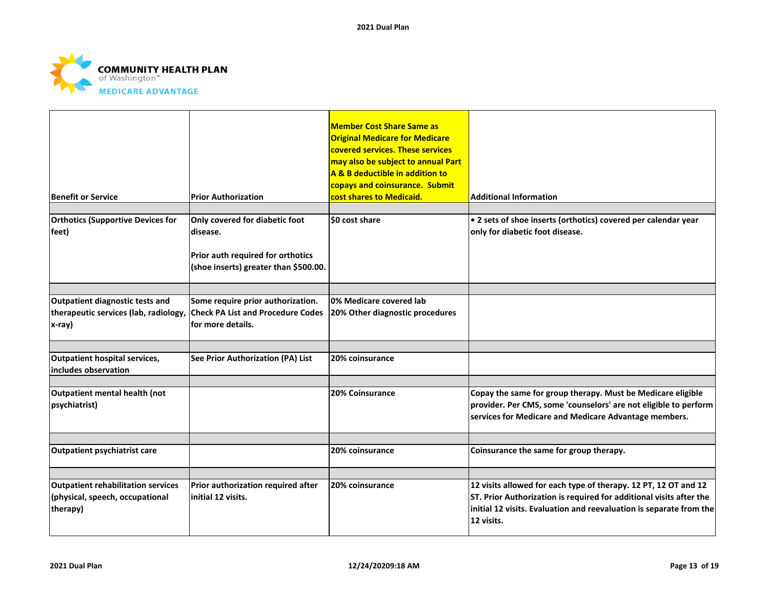| Benefit or Service | Prior Authorization | Member Cost Share Same as Original Medicare for Medicare covered services. These services may also be subject to annual Part A & B deductible in addition to copays and coinsurance. Submit cost shares to Medicaid. | Additional Information |
|---|---|---|---|
| Orthotics (Supportive Devices for feet) | Only covered for diabetic foot disease.<br><br>Prior auth required for orthotics (shoe inserts) greater than $500.00. | $0 cost share | • 2 sets of shoe inserts (orthotics) covered per calendar year only for diabetic foot disease. |
| Outpatient diagnostic tests and therapeutic services (lab, radiology, x-ray) | Some require prior authorization. Check PA List and Procedure Codes for more details. | 0% Medicare covered lab<br>20% Other diagnostic procedures | |
| Outpatient hospital services, includes observation | See Prior Authorization (PA) List | 20% coinsurance | |
| Outpatient mental health (not psychiatrist) | | 20% Coinsurance | Copay the same for group therapy. Must be Medicare eligible provider. Per CMS, some 'counselors' are not eligible to perform services for Medicare and Medicare Advantage members. |
| Outpatient psychiatrist care | | 20% coinsurance | Coinsurance the same for group therapy. |
| Outpatient rehabilitation services (physical, speech, occupational therapy) | Prior authorization required after initial 12 visits. | 20% coinsurance | 12 visits allowed for each type of therapy. 12 PT, 12 OT and 12 ST. Prior Authorization is required for additional visits after the initial 12 visits. Evaluation and reevaluation is separate from the 12 visits. |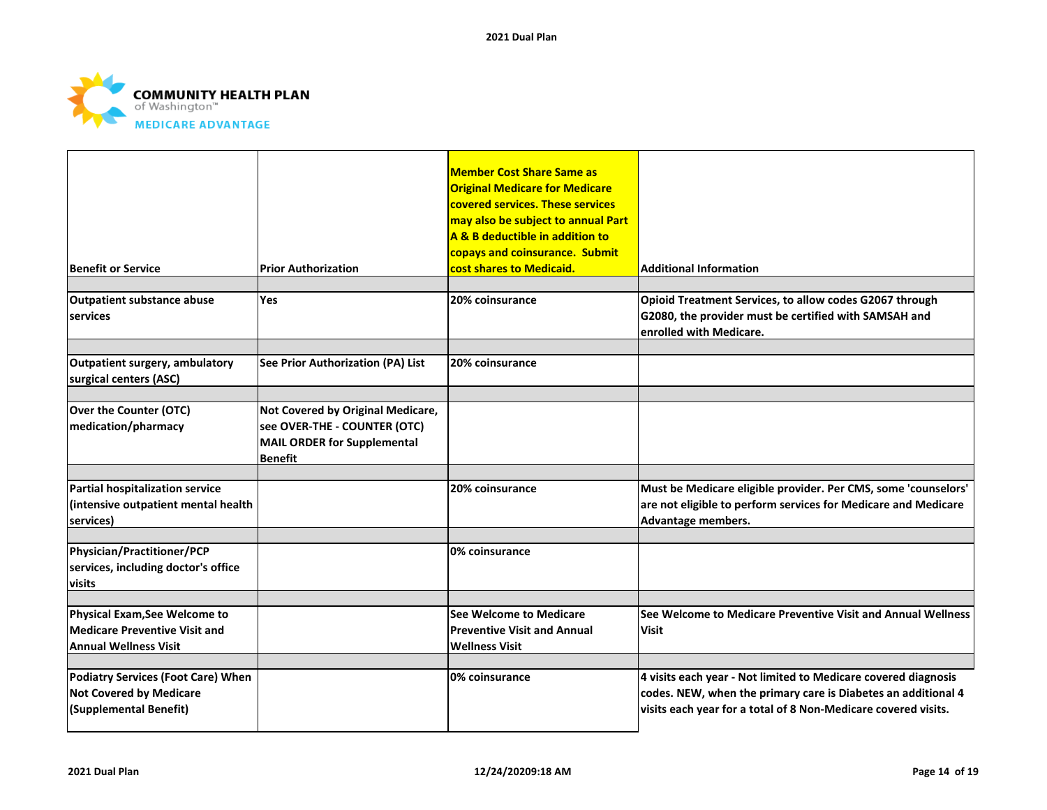| Benefit or Service | Prior Authorization | Member Cost Share Same as Original Medicare for Medicare covered services. These services may also be subject to annual Part A & B deductible in addition to copays and coinsurance. Submit cost shares to Medicaid. | Additional Information |
|---|---|---|---|
| Outpatient substance abuse services | Yes | 20% coinsurance | Opioid Treatment Services, to allow codes G2067 through G2080, the provider must be certified with SAMSAH and enrolled with Medicare. |
| Outpatient surgery, ambulatory surgical centers (ASC) | See Prior Authorization (PA) List | 20% coinsurance | |
| Over the Counter (OTC) medication/pharmacy | Not Covered by Original Medicare, see OVER-THE - COUNTER (OTC) MAIL ORDER for Supplemental Benefit | | |
| Partial hospitalization service (intensive outpatient mental health services) | | 20% coinsurance | Must be Medicare eligible provider. Per CMS, some 'counselors' are not eligible to perform services for Medicare and Medicare Advantage members. |
| Physician/Practitioner/PCP services, including doctor's office visits | | 0% coinsurance | |
| Physical Exam,See Welcome to Medicare Preventive Visit and Annual Wellness Visit | | See Welcome to Medicare Preventive Visit and Annual Wellness Visit | See Welcome to Medicare Preventive Visit and Annual Wellness Visit |
| Podiatry Services (Foot Care) When Not Covered by Medicare (Supplemental Benefit) | | 0% coinsurance | 4 visits each year - Not limited to Medicare covered diagnosis codes. NEW, when the primary care is Diabetes an additional 4 visits each year for a total of 8 Non-Medicare covered visits. |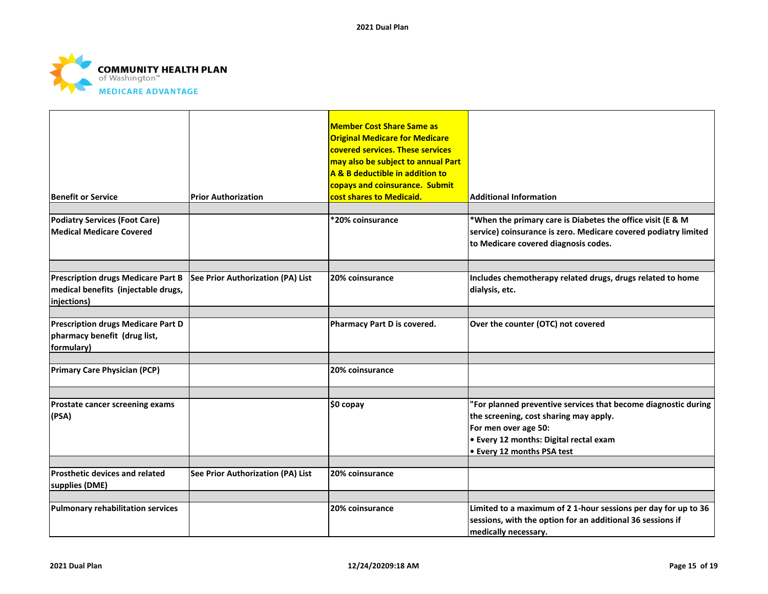| Benefit or Service | Prior Authorization | Member Cost Share Same as Original Medicare for Medicare covered services. These services may also be subject to annual Part A & B deductible in addition to copays and coinsurance. Submit cost shares to Medicaid. | Additional Information |
|---|---|---|---|
| | | | |
| **Podiatry Services (Foot Care) Medical Medicare Covered** | | *20% coinsurance | *When the primary care is Diabetes the office visit (E & M service) coinsurance is zero. Medicare covered podiatry limited to Medicare covered diagnosis codes. |
| | | | |
| **Prescription drugs Medicare Part B medical benefits (injectable drugs, injections)** | See Prior Authorization (PA) List | 20% coinsurance | Includes chemotherapy related drugs, drugs related to home dialysis, etc. |
| | | | |
| **Prescription drugs Medicare Part D pharmacy benefit (drug list, formulary)** | | Pharmacy Part D is covered. | Over the counter (OTC) not covered |
| | | | |
| **Primary Care Physician (PCP)** | | 20% coinsurance | |
| | | | |
| **Prostate cancer screening exams (PSA)** | | $0 copay | "For planned preventive services that become diagnostic during the screening, cost sharing may apply.<br>For men over age 50:<br>• Every 12 months: Digital rectal exam<br>• Every 12 months PSA test |
| | | | |
| **Prosthetic devices and related supplies (DME)** | See Prior Authorization (PA) List | 20% coinsurance | |
| | | | |
| **Pulmonary rehabilitation services** | | 20% coinsurance | Limited to a maximum of 2 1-hour sessions per day for up to 36 sessions, with the option for an additional 36 sessions if medically necessary. |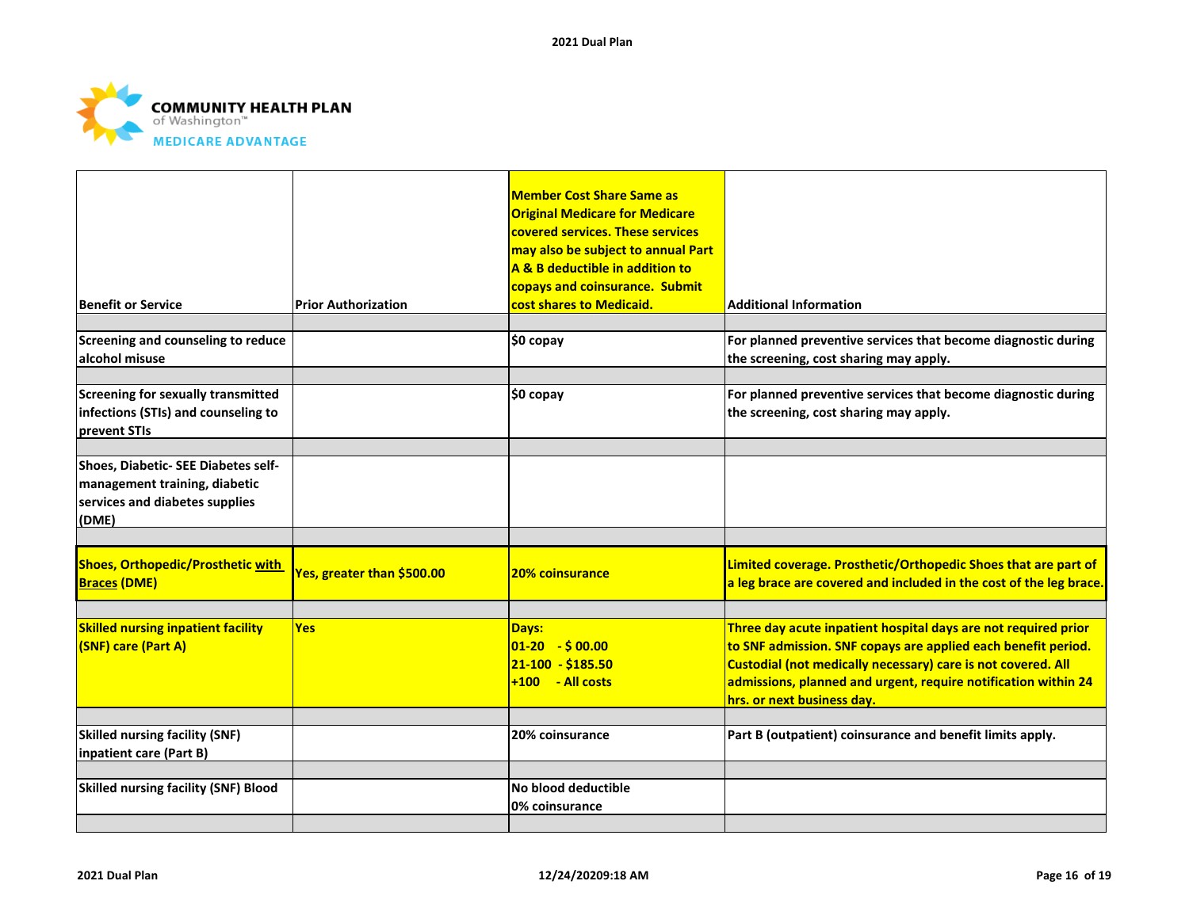| Benefit or Service | Prior Authorization | Member Cost Share Same as Original Medicare for Medicare covered services. These services may also be subject to annual Part A & B deductible in addition to copays and coinsurance. Submit cost shares to Medicaid. | Additional Information |
|---|---|---|---|
| | | | |
| Screening and counseling to reduce alcohol misuse | | $0 copay | For planned preventive services that become diagnostic during the screening, cost sharing may apply. |
| | | | |
| Screening for sexually transmitted infections (STIs) and counseling to prevent STIs | | $0 copay | For planned preventive services that become diagnostic during the screening, cost sharing may apply. |
| | | | |
| Shoes, Diabetic- SEE Diabetes self-management training, diabetic services and diabetes supplies (DME) | | | |
| | | | |
| Shoes, Orthopedic/Prosthetic with Braces (DME) | Yes, greater than $500.00 | 20% coinsurance | Limited coverage. Prosthetic/Orthopedic Shoes that are part of a leg brace are covered and included in the cost of the leg brace. |
| | | | |
| Skilled nursing inpatient facility (SNF) care (Part A) | Yes | Days:<br>01-20 - $ 00.00<br>21-100 - $185.50<br>+100 - All costs | Three day acute inpatient hospital days are not required prior to SNF admission. SNF copays are applied each benefit period. Custodial (not medically necessary) care is not covered. All admissions, planned and urgent, require notification within 24 hrs. or next business day. |
| | | | |
| Skilled nursing facility (SNF) inpatient care (Part B) | | 20% coinsurance | Part B (outpatient) coinsurance and benefit limits apply. |
| | | | |
| Skilled nursing facility (SNF) Blood | | No blood deductible<br>0% coinsurance | |
| | | | |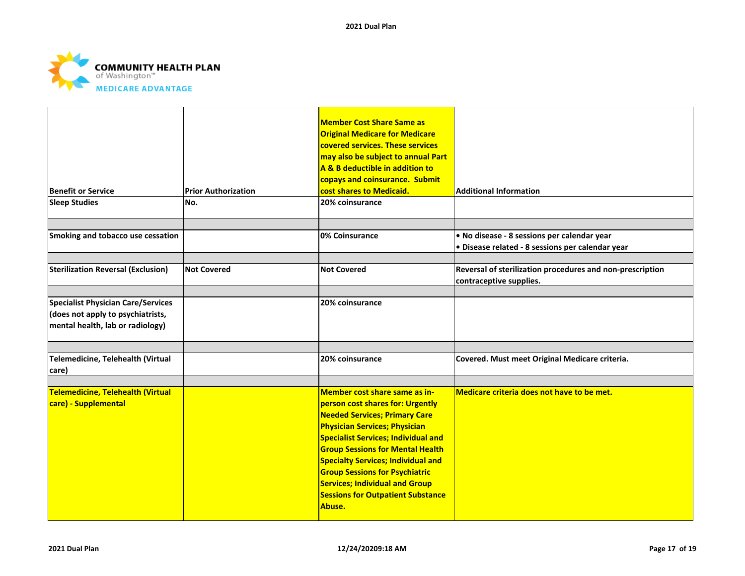| Benefit or Service | Prior Authorization | Member Cost Share Same as Original Medicare for Medicare covered services. These services may also be subject to annual Part A & B deductible in addition to copays and coinsurance. Submit cost shares to Medicaid. | Additional Information |
|---|---|---|---|
| Sleep Studies | No. | 20% coinsurance | |
| | | | |
| Smoking and tobacco use cessation | | 0% Coinsurance | • No disease - 8 sessions per calendar year<br>• Disease related - 8 sessions per calendar year |
| | | | |
| Sterilization Reversal (Exclusion) | Not Covered | Not Covered | Reversal of sterilization procedures and non-prescription contraceptive supplies. |
| | | | |
| Specialist Physician Care/Services (does not apply to psychiatrists, mental health, lab or radiology) | | 20% coinsurance | |
| | | | |
| Telemedicine, Telehealth (Virtual care) | | 20% coinsurance | Covered. Must meet Original Medicare criteria. |
| | | | |
| Telemedicine, Telehealth (Virtual care) - Supplemental | | Member cost share same as in-person cost shares for: Urgently Needed Services; Primary Care Physician Services; Physician Specialist Services; Individual and Group Sessions for Mental Health Specialty Services; Individual and Group Sessions for Psychiatric Services; Individual and Group Sessions for Outpatient Substance Abuse. | Medicare criteria does not have to be met. |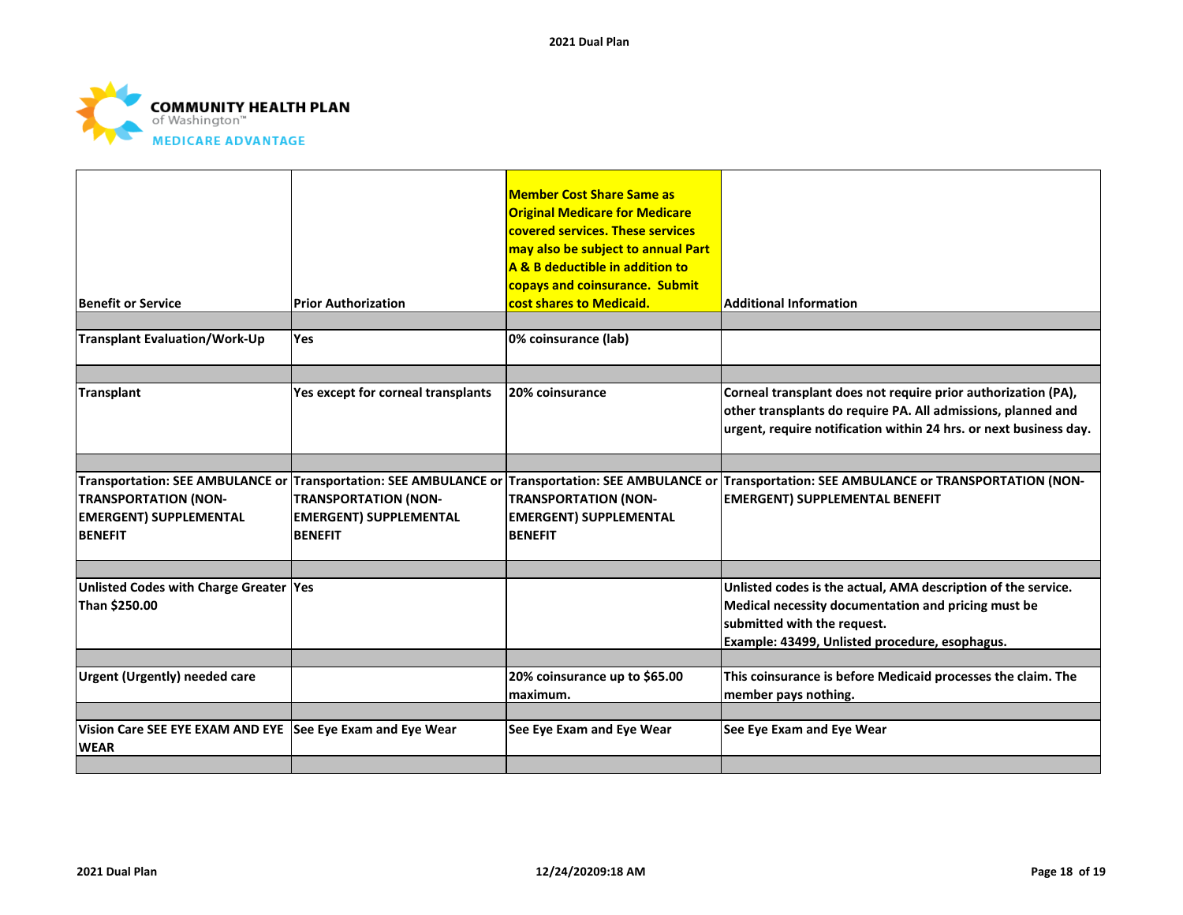| Benefit or Service | Prior Authorization | Member Cost Share Same as Original Medicare for Medicare covered services. These services may also be subject to annual Part A & B deductible in addition to copays and coinsurance. Submit cost shares to Medicaid. | Additional Information |
|---|---|---|---|
| | | | |
| Transplant Evaluation/Work-Up | Yes | 0% coinsurance (lab) | |
| | | | |
| Transplant | Yes except for corneal transplants | 20% coinsurance | Corneal transplant does not require prior authorization (PA), other transplants do require PA. All admissions, planned and urgent, require notification within 24 hrs. or next business day. |
| | | | |
| Transportation: SEE AMBULANCE or TRANSPORTATION (NON-EMERGENT) SUPPLEMENTAL BENEFIT | Transportation: SEE AMBULANCE or TRANSPORTATION (NON-EMERGENT) SUPPLEMENTAL BENEFIT | Transportation: SEE AMBULANCE or TRANSPORTATION (NON-EMERGENT) SUPPLEMENTAL BENEFIT | Transportation: SEE AMBULANCE or TRANSPORTATION (NON-EMERGENT) SUPPLEMENTAL BENEFIT |
| | | | |
| Unlisted Codes with Charge Greater Than $250.00 | Yes | | Unlisted codes is the actual, AMA description of the service. Medical necessity documentation and pricing must be submitted with the request.<br>Example: 43499, Unlisted procedure, esophagus. |
| | | | |
| Urgent (Urgently) needed care | | 20% coinsurance up to $65.00 maximum. | This coinsurance is before Medicaid processes the claim. The member pays nothing. |
| | | | |
| Vision Care SEE EYE EXAM AND EYE WEAR | See Eye Exam and Eye Wear | See Eye Exam and Eye Wear | See Eye Exam and Eye Wear |
| | | | |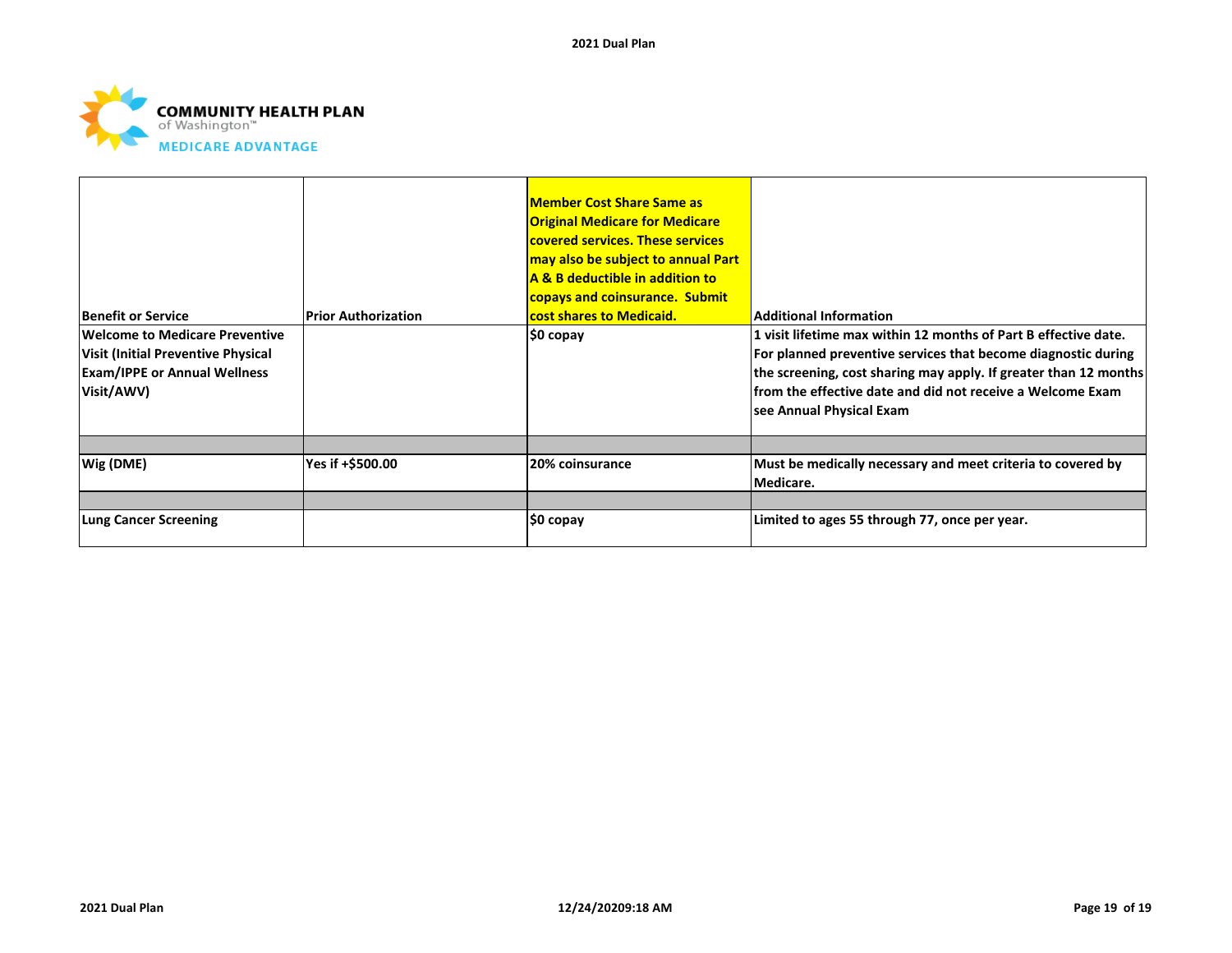| Benefit or Service | Prior Authorization | Member Cost Share Same as Original Medicare for Medicare covered services. These services may also be subject to annual Part A & B deductible in addition to copays and coinsurance. Submit cost shares to Medicaid. | Additional Information |
| --- | --- | --- | --- |
| Welcome to Medicare Preventive Visit (Initial Preventive Physical Exam/IPPE or Annual Wellness Visit/AWV) | | $0 copay | 1 visit lifetime max within 12 months of Part B effective date. For planned preventive services that become diagnostic during the screening, cost sharing may apply. If greater than 12 months from the effective date and did not receive a Welcome Exam see Annual Physical Exam |
| | | | |
| Wig (DME) | Yes if +$500.00 | 20% coinsurance | Must be medically necessary and meet criteria to covered by Medicare. |
| | | | |
| Lung Cancer Screening | | $0 copay | Limited to ages 55 through 77, once per year. |